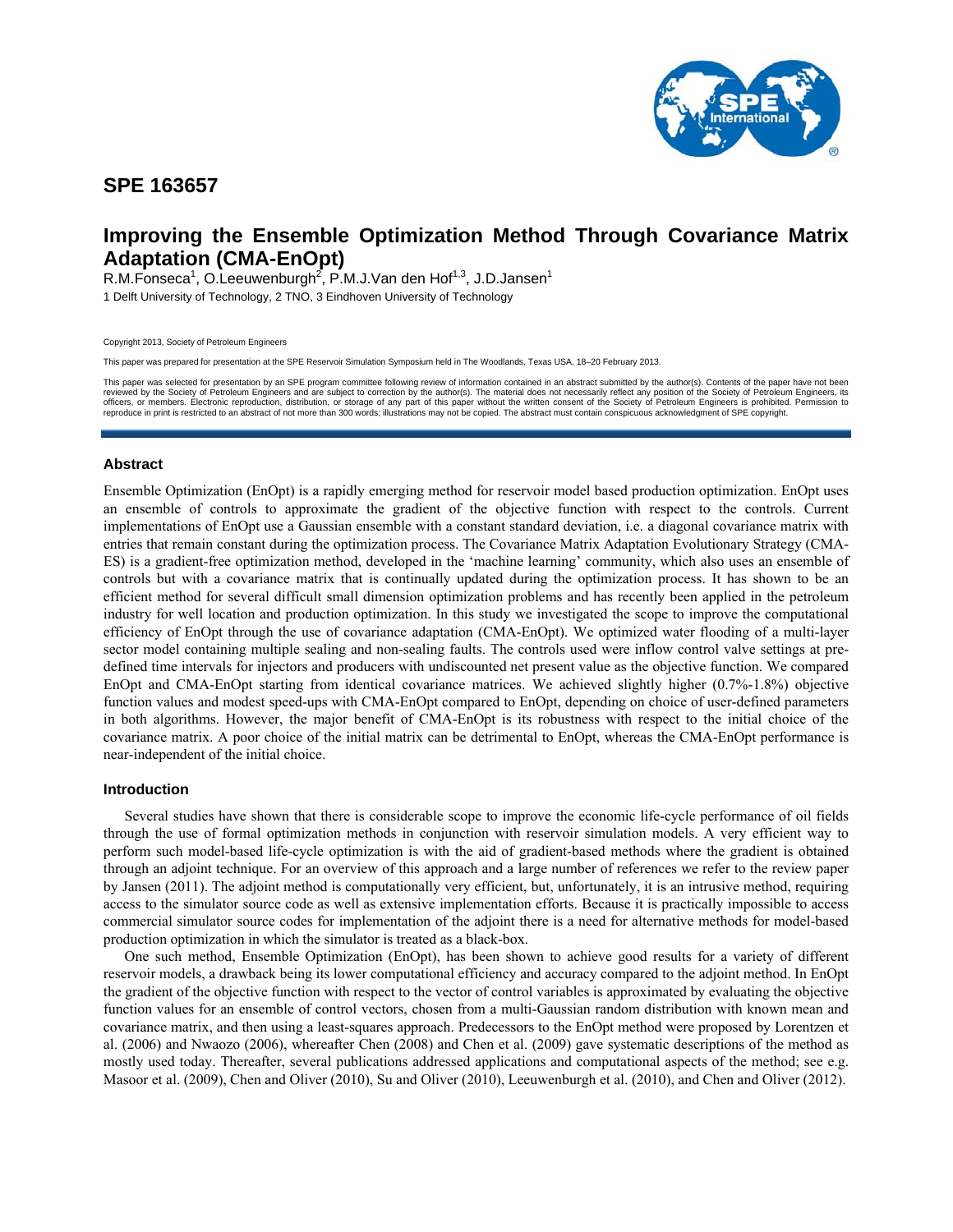# SPE 163657

## Improving the Ensemble Optimization Method Through Covariance Matrix Adaptation (CMA-EnOpt)

R.M.Fonseca[1], O.Leeuwenburgh[2], P.M.J.Van den Hof[1,3], J.D.Jansen[1]

1 Delft University of Technology, 2 TNO, 3 Eindhoven University of Technology

Copyright 2013, Society of Petroleum Engineers

This paper was prepared for presentation at the SPE Reservoir Simulation Symposium held in The Woodlands, Texas USA, 18–20 February 2013.

This paper was selected for presentation by an SPE program committee following review of information contained in an abstract submitted by the author(s). Contents of the paper have not been reviewed by the Society of Petroleum Engineers and are subject to correction by the author(s). The material does not necessarily reflect any position of the Society of Petroleum Engineers, its officers, or members. Electronic reproduction, distribution, or storage of any part of this paper without the written consent of the Society of Petroleum Engineers is prohibited. Permission to reproduce in print is restricted to an abstract of not more than 300 words; illustrations may not be copied. The abstract must contain conspicuous acknowledgment of SPE copyright.

### Abstract

Ensemble Optimization (EnOpt) is a rapidly emerging method for reservoir model based production optimization. EnOpt uses an ensemble of controls to approximate the gradient of the objective function with respect to the controls. Current implementations of EnOpt use a Gaussian ensemble with a constant standard deviation, i.e. a diagonal covariance matrix with entries that remain constant during the optimization process. The Covariance Matrix Adaptation Evolutionary Strategy (CMA-ES) is a gradient-free optimization method, developed in the 'machine learning' community, which also uses an ensemble of controls but with a covariance matrix that is continually updated during the optimization process. It has shown to be an efficient method for several difficult small dimension optimization problems and has recently been applied in the petroleum industry for well location and production optimization. In this study we investigated the scope to improve the computational efficiency of EnOpt through the use of covariance adaptation (CMA-EnOpt). We optimized water flooding of a multi-layer sector model containing multiple sealing and non-sealing faults. The controls used were inflow control valve settings at pre-defined time intervals for injectors and producers with undiscounted net present value as the objective function. We compared EnOpt and CMA-EnOpt starting from identical covariance matrices. We achieved slightly higher (0.7%-1.8%) objective function values and modest speed-ups with CMA-EnOpt compared to EnOpt, depending on choice of user-defined parameters in both algorithms. However, the major benefit of CMA-EnOpt is its robustness with respect to the initial choice of the covariance matrix. A poor choice of the initial matrix can be detrimental to EnOpt, whereas the CMA-EnOpt performance is near-independent of the initial choice.

### Introduction

Several studies have shown that there is considerable scope to improve the economic life-cycle performance of oil fields through the use of formal optimization methods in conjunction with reservoir simulation models. A very efficient way to perform such model-based life-cycle optimization is with the aid of gradient-based methods where the gradient is obtained through an adjoint technique. For an overview of this approach and a large number of references we refer to the review paper by Jansen (2011). The adjoint method is computationally very efficient, but, unfortunately, it is an intrusive method, requiring access to the simulator source code as well as extensive implementation efforts. Because it is practically impossible to access commercial simulator source codes for implementation of the adjoint there is a need for alternative methods for model-based production optimization in which the simulator is treated as a black-box.

One such method, Ensemble Optimization (EnOpt), has been shown to achieve good results for a variety of different reservoir models, a drawback being its lower computational efficiency and accuracy compared to the adjoint method. In EnOpt the gradient of the objective function with respect to the vector of control variables is approximated by evaluating the objective function values for an ensemble of control vectors, chosen from a multi-Gaussian random distribution with known mean and covariance matrix, and then using a least-squares approach. Predecessors to the EnOpt method were proposed by Lorentzen et al. (2006) and Nwaozo (2006), whereafter Chen (2008) and Chen et al. (2009) gave systematic descriptions of the method as mostly used today. Thereafter, several publications addressed applications and computational aspects of the method; see e.g. Masoor et al. (2009), Chen and Oliver (2010), Su and Oliver (2010), Leeuwenburgh et al. (2010), and Chen and Oliver (2012).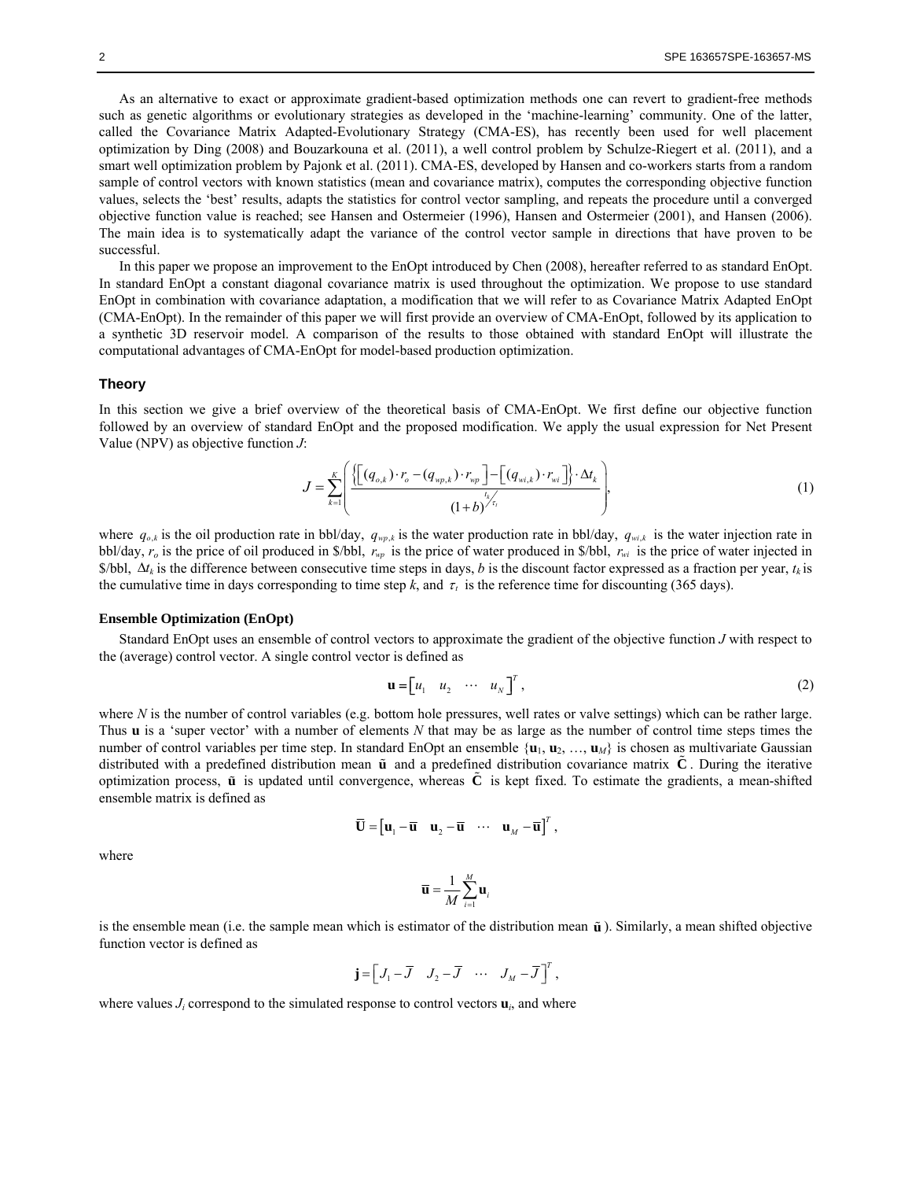As an alternative to exact or approximate gradient-based optimization methods one can revert to gradient-free methods such as genetic algorithms or evolutionary strategies as developed in the 'machine-learning' community. One of the latter, called the Covariance Matrix Adapted-Evolutionary Strategy (CMA-ES), has recently been used for well placement optimization by Ding (2008) and Bouzarkouna et al. (2011), a well control problem by Schulze-Riegert et al. (2011), and a smart well optimization problem by Pajonk et al. (2011). CMA-ES, developed by Hansen and co-workers starts from a random sample of control vectors with known statistics (mean and covariance matrix), computes the corresponding objective function values, selects the 'best' results, adapts the statistics for control vector sampling, and repeats the procedure until a converged objective function value is reached; see Hansen and Ostermeier (1996), Hansen and Ostermeier (2001), and Hansen (2006). The main idea is to systematically adapt the variance of the control vector sample in directions that have proven to be successful.

In this paper we propose an improvement to the EnOpt introduced by Chen (2008), hereafter referred to as standard EnOpt. In standard EnOpt a constant diagonal covariance matrix is used throughout the optimization. We propose to use standard EnOpt in combination with covariance adaptation, a modification that we will refer to as Covariance Matrix Adapted EnOpt (CMA-EnOpt). In the remainder of this paper we will first provide an overview of CMA-EnOpt, followed by its application to a synthetic 3D reservoir model. A comparison of the results to those obtained with standard EnOpt will illustrate the computational advantages of CMA-EnOpt for model-based production optimization.

## Theory

In this section we give a brief overview of the theoretical basis of CMA-EnOpt. We first define our objective function followed by an overview of standard EnOpt and the proposed modification. We apply the usual expression for Net Present Value (NPV) as objective function $J$:

$$J = \sum_{k=1}^{K} \left( \frac{\left\{ \left[ (q_{o,k}) \cdot r_o - (q_{wp,k}) \cdot r_{wp} \right] - \left[ (q_{wi,k}) \cdot r_{wi} \right] \right\} \cdot \Delta t_k}{(1+b)^{t_k / \tau_t}} \right), \tag{1}$$

where $q_{o,k}$ is the oil production rate in bbl/day, $q_{wp,k}$ is the water production rate in bbl/day, $q_{wi,k}$ is the water injection rate in bbl/day, $r_o$ is the price of oil produced in \$/bbl, $r_{wp}$ is the price of water produced in \$/bbl, $r_{wi}$ is the price of water injected in \$/bbl, $\Delta t_k$ is the difference between consecutive time steps in days, $b$ is the discount factor expressed as a fraction per year, $t_k$ is the cumulative time in days corresponding to time step $k$, and $\tau_t$ is the reference time for discounting (365 days).

### Ensemble Optimization (EnOpt)

Standard EnOpt uses an ensemble of control vectors to approximate the gradient of the objective function $J$ with respect to the (average) control vector. A single control vector is defined as

$$\mathbf{u} = \begin{bmatrix} u_1 & u_2 & \cdots & u_N \end{bmatrix}^T, \tag{2}$$

where $N$ is the number of control variables (e.g. bottom hole pressures, well rates or valve settings) which can be rather large. Thus $\mathbf{u}$ is a 'super vector' with a number of elements $N$ that may be as large as the number of control time steps times the number of control variables per time step. In standard EnOpt an ensemble $\{\mathbf{u}_1, \mathbf{u}_2, \ldots, \mathbf{u}_M\}$ is chosen as multivariate Gaussian distributed with a predefined distribution mean $\tilde{\mathbf{u}}$ and a predefined distribution covariance matrix $\tilde{\mathbf{C}}$. During the iterative optimization process, $\tilde{\mathbf{u}}$ is updated until convergence, whereas $\tilde{\mathbf{C}}$ is kept fixed. To estimate the gradients, a mean-shifted ensemble matrix is defined as

$$\overline{\mathbf{U}} = \begin{bmatrix} \mathbf{u}_1 - \overline{\mathbf{u}} & \mathbf{u}_2 - \overline{\mathbf{u}} & \cdots & \mathbf{u}_M - \overline{\mathbf{u}} \end{bmatrix}^T,$$

where

$$\overline{\mathbf{u}} = \frac{1}{M} \sum_{i=1}^{M} \mathbf{u}_i$$

is the ensemble mean (i.e. the sample mean which is estimator of the distribution mean $\tilde{\mathbf{u}}$). Similarly, a mean shifted objective function vector is defined as

$$\mathbf{j} = \begin{bmatrix} J_1 - \overline{J} & J_2 - \overline{J} & \cdots & J_M - \overline{J} \end{bmatrix}^T,$$

where values $J_i$ correspond to the simulated response to control vectors $\mathbf{u}_i$, and where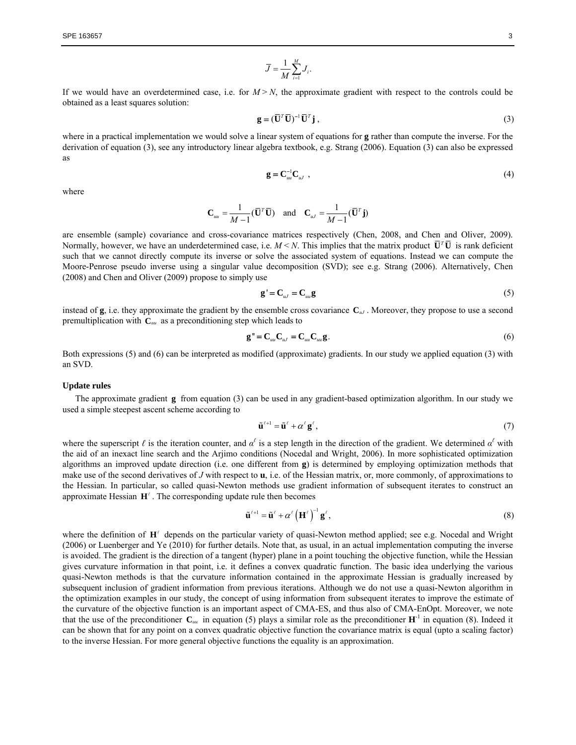$$\overline{J} = \frac{1}{M}\sum_{i=1}^{M} J_i .$$

If we would have an overdetermined case, i.e. for $M > N$, the approximate gradient with respect to the controls could be obtained as a least squares solution:

$$\mathbf{g} = (\overline{\mathbf{U}}^T \overline{\mathbf{U}})^{-1} \overline{\mathbf{U}}^T \mathbf{j} , \tag{3}$$

where in a practical implementation we would solve a linear system of equations for **g** rather than compute the inverse. For the derivation of equation (3), see any introductory linear algebra textbook, e.g. Strang (2006). Equation (3) can also be expressed as

$$\mathbf{g} = \mathbf{C}_{uu}^{-1} \mathbf{C}_{uJ} \ , \tag{4}$$

where

$$\mathbf{C}_{uu} = \frac{1}{M-1}(\overline{\mathbf{U}}^T \overline{\mathbf{U}}) \quad \text{and} \quad \mathbf{C}_{uJ} = \frac{1}{M-1}(\overline{\mathbf{U}}^T \mathbf{j})$$

are ensemble (sample) covariance and cross-covariance matrices respectively (Chen, 2008, and Chen and Oliver, 2009). Normally, however, we have an underdetermined case, i.e. $M < N$. This implies that the matrix product $\overline{\mathbf{U}}^T \overline{\mathbf{U}}$ is rank deficient such that we cannot directly compute its inverse or solve the associated system of equations. Instead we can compute the Moore-Penrose pseudo inverse using a singular value decomposition (SVD); see e.g. Strang (2006). Alternatively, Chen (2008) and Chen and Oliver (2009) propose to simply use

$$\mathbf{g}' = \mathbf{C}_{uJ} = \mathbf{C}_{uu} \mathbf{g} \tag{5}$$

instead of **g**, i.e. they approximate the gradient by the ensemble cross covariance $\mathbf{C}_{uJ}$. Moreover, they propose to use a second premultiplication with $\mathbf{C}_{uu}$ as a preconditioning step which leads to

$$\mathbf{g}'' = \mathbf{C}_{uu} \mathbf{C}_{uJ} = \mathbf{C}_{uu} \mathbf{C}_{uu} \mathbf{g} . \tag{6}$$

Both expressions (5) and (6) can be interpreted as modified (approximate) gradients. In our study we applied equation (3) with an SVD.

**Update rules**

The approximate gradient $\mathbf{g}$ from equation (3) can be used in any gradient-based optimization algorithm. In our study we used a simple steepest ascent scheme according to

$$\tilde{\mathbf{u}}^{\ell+1} = \tilde{\mathbf{u}}^{\ell} + \alpha^{\ell} \mathbf{g}^{\ell} , \tag{7}$$

where the superscript $\ell$ is the iteration counter, and $\alpha^{\ell}$ is a step length in the direction of the gradient. We determined $\alpha^{\ell}$ with the aid of an inexact line search and the Arjimo conditions (Nocedal and Wright, 2006). In more sophisticated optimization algorithms an improved update direction (i.e. one different from **g**) is determined by employing optimization methods that make use of the second derivatives of $J$ with respect to **u**, i.e. of the Hessian matrix, or, more commonly, of approximations to the Hessian. In particular, so called quasi-Newton methods use gradient information of subsequent iterates to construct an approximate Hessian $\mathbf{H}^{\ell}$. The corresponding update rule then becomes

$$\tilde{\mathbf{u}}^{\ell+1} = \tilde{\mathbf{u}}^{\ell} + \alpha^{\ell} \left(\mathbf{H}^{\ell}\right)^{-1} \mathbf{g}^{\ell} , \tag{8}$$

where the definition of $\mathbf{H}^{\ell}$ depends on the particular variety of quasi-Newton method applied; see e.g. Nocedal and Wright (2006) or Luenberger and Ye (2010) for further details. Note that, as usual, in an actual implementation computing the inverse is avoided. The gradient is the direction of a tangent (hyper) plane in a point touching the objective function, while the Hessian gives curvature information in that point, i.e. it defines a convex quadratic function. The basic idea underlying the various quasi-Newton methods is that the curvature information contained in the approximate Hessian is gradually increased by subsequent inclusion of gradient information from previous iterations. Although we do not use a quasi-Newton algorithm in the optimization examples in our study, the concept of using information from subsequent iterates to improve the estimate of the curvature of the objective function is an important aspect of CMA-ES, and thus also of CMA-EnOpt. Moreover, we note that the use of the preconditioner $\mathbf{C}_{uu}$ in equation (5) plays a similar role as the preconditioner $\mathbf{H}^{-1}$ in equation (8). Indeed it can be shown that for any point on a convex quadratic objective function the covariance matrix is equal (upto a scaling factor) to the inverse Hessian. For more general objective functions the equality is an approximation.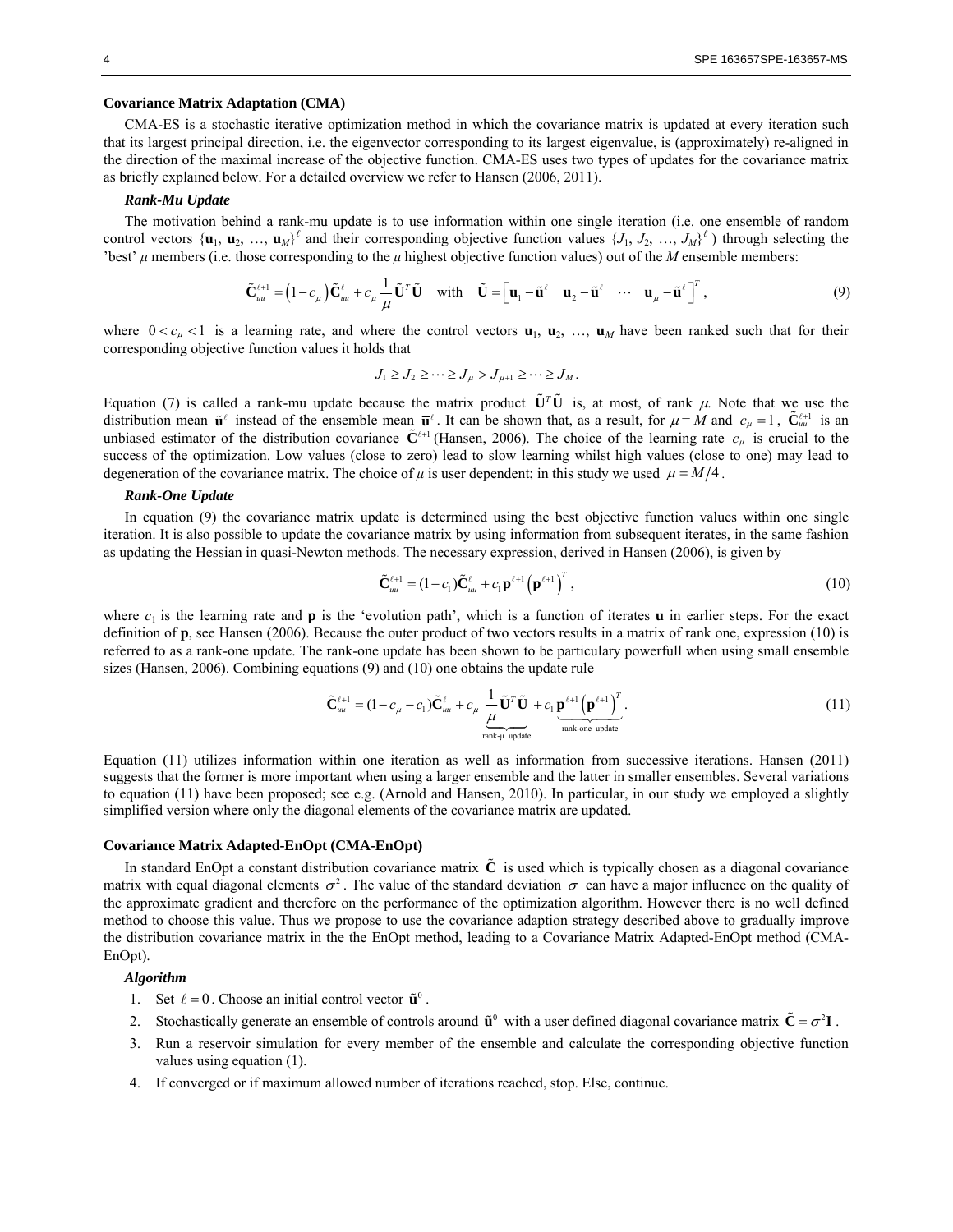### Covariance Matrix Adaptation (CMA)

CMA-ES is a stochastic iterative optimization method in which the covariance matrix is updated at every iteration such that its largest principal direction, i.e. the eigenvector corresponding to its largest eigenvalue, is (approximately) re-aligned in the direction of the maximal increase of the objective function. CMA-ES uses two types of updates for the covariance matrix as briefly explained below. For a detailed overview we refer to Hansen (2006, 2011).

#### *Rank-Mu Update*

The motivation behind a rank-mu update is to use information within one single iteration (i.e. one ensemble of random control vectors $\{\mathbf{u}_1, \mathbf{u}_2, \ldots, \mathbf{u}_M\}^\ell$ and their corresponding objective function values $\{J_1, J_2, \ldots, J_M\}^\ell$ ) through selecting the 'best' $\mu$ members (i.e. those corresponding to the $\mu$ highest objective function values) out of the $M$ ensemble members:

$$\tilde{\mathbf{C}}_{uu}^{\ell+1} = \left(1 - c_\mu\right)\tilde{\mathbf{C}}_{uu}^{\ell} + c_\mu \frac{1}{\mu}\tilde{\mathbf{U}}^T\tilde{\mathbf{U}} \quad \text{with} \quad \tilde{\mathbf{U}} = \left[\mathbf{u}_1 - \tilde{\mathbf{u}}^\ell \quad \mathbf{u}_2 - \tilde{\mathbf{u}}^\ell \quad \cdots \quad \mathbf{u}_\mu - \tilde{\mathbf{u}}^\ell\right]^T, \tag{9}$$

where $0 < c_\mu < 1$ is a learning rate, and where the control vectors $\mathbf{u}_1, \mathbf{u}_2, \ldots, \mathbf{u}_M$ have been ranked such that for their corresponding objective function values it holds that

$$J_1 \geq J_2 \geq \cdots \geq J_\mu > J_{\mu+1} \geq \cdots \geq J_M .$$

Equation (7) is called a rank-mu update because the matrix product $\tilde{\mathbf{U}}^T\tilde{\mathbf{U}}$ is, at most, of rank $\mu$. Note that we use the distribution mean $\tilde{\mathbf{u}}^\ell$ instead of the ensemble mean $\overline{\mathbf{u}}^\ell$. It can be shown that, as a result, for $\mu = M$ and $c_\mu = 1$, $\tilde{\mathbf{C}}_{uu}^{\ell+1}$ is an unbiased estimator of the distribution covariance $\tilde{\mathbf{C}}^{\ell+1}$ (Hansen, 2006). The choice of the learning rate $c_\mu$ is crucial to the success of the optimization. Low values (close to zero) lead to slow learning whilst high values (close to one) may lead to degeneration of the covariance matrix. The choice of $\mu$ is user dependent; in this study we used $\mu = M/4$.

#### *Rank-One Update*

In equation (9) the covariance matrix update is determined using the best objective function values within one single iteration. It is also possible to update the covariance matrix by using information from subsequent iterates, in the same fashion as updating the Hessian in quasi-Newton methods. The necessary expression, derived in Hansen (2006), is given by

$$\tilde{\mathbf{C}}_{uu}^{\ell+1} = (1 - c_1)\tilde{\mathbf{C}}_{uu}^{\ell} + c_1 \mathbf{p}^{\ell+1}\left(\mathbf{p}^{\ell+1}\right)^T, \tag{10}$$

where $c_1$ is the learning rate and $\mathbf{p}$ is the 'evolution path', which is a function of iterates $\mathbf{u}$ in earlier steps. For the exact definition of $\mathbf{p}$, see Hansen (2006). Because the outer product of two vectors results in a matrix of rank one, expression (10) is referred to as a rank-one update. The rank-one update has been shown to be particulary powerfull when using small ensemble sizes (Hansen, 2006). Combining equations (9) and (10) one obtains the update rule

$$\tilde{\mathbf{C}}_{uu}^{\ell+1} = (1 - c_\mu - c_1)\tilde{\mathbf{C}}_{uu}^{\ell} + c_\mu \underbrace{\frac{1}{\mu}\tilde{\mathbf{U}}^T\tilde{\mathbf{U}}}_{\text{rank-}\mu\text{ update}} + c_1 \underbrace{\mathbf{p}^{\ell+1}\left(\mathbf{p}^{\ell+1}\right)^T}_{\text{rank-one update}}. \tag{11}$$

Equation (11) utilizes information within one iteration as well as information from successive iterations. Hansen (2011) suggests that the former is more important when using a larger ensemble and the latter in smaller ensembles. Several variations to equation (11) have been proposed; see e.g. (Arnold and Hansen, 2010). In particular, in our study we employed a slightly simplified version where only the diagonal elements of the covariance matrix are updated.

### Covariance Matrix Adapted-EnOpt (CMA-EnOpt)

In standard EnOpt a constant distribution covariance matrix $\tilde{\mathbf{C}}$ is used which is typically chosen as a diagonal covariance matrix with equal diagonal elements $\sigma^2$. The value of the standard deviation $\sigma$ can have a major influence on the quality of the approximate gradient and therefore on the performance of the optimization algorithm. However there is no well defined method to choose this value. Thus we propose to use the covariance adaption strategy described above to gradually improve the distribution covariance matrix in the the EnOpt method, leading to a Covariance Matrix Adapted-EnOpt method (CMA-EnOpt).

#### *Algorithm*

1. Set $\ell = 0$. Choose an initial control vector $\tilde{\mathbf{u}}^0$.
2. Stochastically generate an ensemble of controls around $\tilde{\mathbf{u}}^0$ with a user defined diagonal covariance matrix $\tilde{\mathbf{C}} = \sigma^2\mathbf{I}$.
3. Run a reservoir simulation for every member of the ensemble and calculate the corresponding objective function values using equation (1).
4. If converged or if maximum allowed number of iterations reached, stop. Else, continue.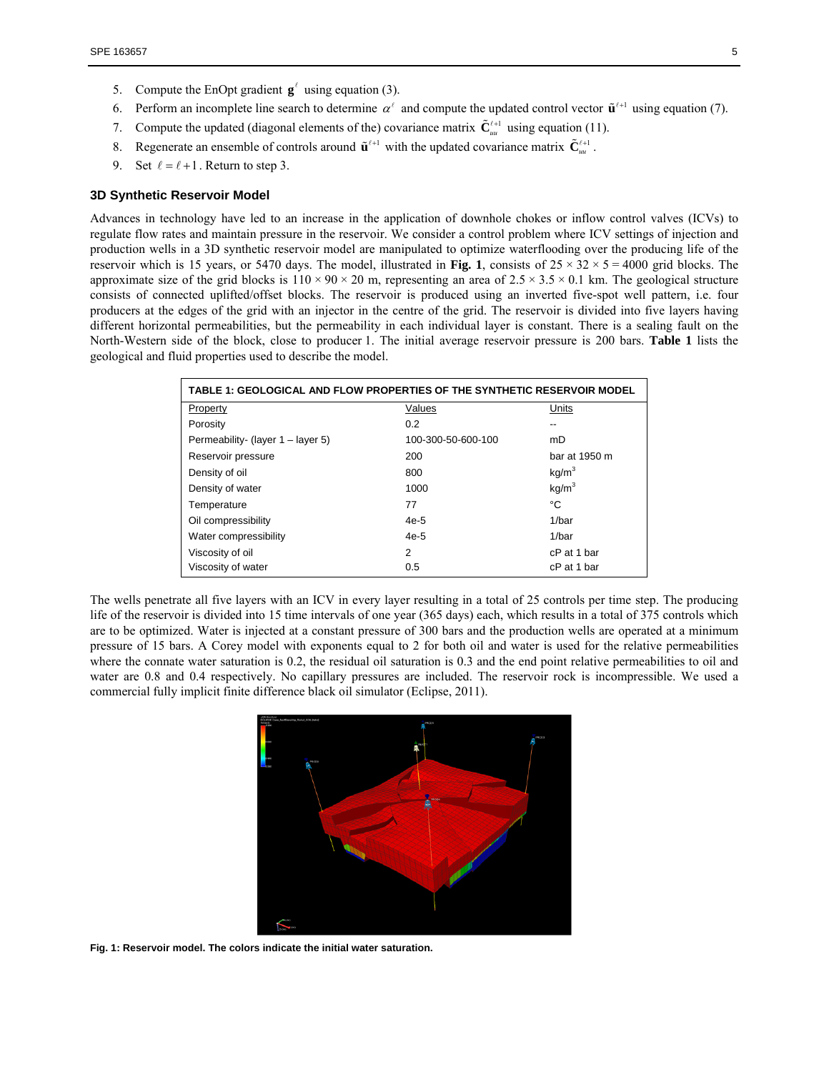5. Compute the EnOpt gradient $\mathbf{g}^{\ell}$ using equation (3).
6. Perform an incomplete line search to determine $\alpha^{\ell}$ and compute the updated control vector $\tilde{\mathbf{u}}^{\ell+1}$ using equation (7).
7. Compute the updated (diagonal elements of the) covariance matrix $\tilde{\mathbf{C}}_{uu}^{\ell+1}$ using equation (11).
8. Regenerate an ensemble of controls around $\tilde{\mathbf{u}}^{\ell+1}$ with the updated covariance matrix $\tilde{\mathbf{C}}_{uu}^{\ell+1}$.
9. Set $\ell = \ell + 1$. Return to step 3.

### 3D Synthetic Reservoir Model

Advances in technology have led to an increase in the application of downhole chokes or inflow control valves (ICVs) to regulate flow rates and maintain pressure in the reservoir. We consider a control problem where ICV settings of injection and production wells in a 3D synthetic reservoir model are manipulated to optimize waterflooding over the producing life of the reservoir which is 15 years, or 5470 days. The model, illustrated in **Fig. 1**, consists of $25 \times 32 \times 5 = 4000$ grid blocks. The approximate size of the grid blocks is $110 \times 90 \times 20$ m, representing an area of $2.5 \times 3.5 \times 0.1$ km. The geological structure consists of connected uplifted/offset blocks. The reservoir is produced using an inverted five-spot well pattern, i.e. four producers at the edges of the grid with an injector in the centre of the grid. The reservoir is divided into five layers having different horizontal permeabilities, but the permeability in each individual layer is constant. There is a sealing fault on the North-Western side of the block, close to producer 1. The initial average reservoir pressure is 200 bars. **Table 1** lists the geological and fluid properties used to describe the model.

**TABLE 1: GEOLOGICAL AND FLOW PROPERTIES OF THE SYNTHETIC RESERVOIR MODEL**

| Property | Values | Units |
|---|---|---|
| Porosity | 0.2 | -- |
| Permeability- (layer 1 – layer 5) | 100-300-50-600-100 | mD |
| Reservoir pressure | 200 | bar at 1950 m |
| Density of oil | 800 | kg/m$^3$ |
| Density of water | 1000 | kg/m$^3$ |
| Temperature | 77 | °C |
| Oil compressibility | 4e-5 | 1/bar |
| Water compressibility | 4e-5 | 1/bar |
| Viscosity of oil | 2 | cP at 1 bar |
| Viscosity of water | 0.5 | cP at 1 bar |

The wells penetrate all five layers with an ICV in every layer resulting in a total of 25 controls per time step. The producing life of the reservoir is divided into 15 time intervals of one year (365 days) each, which results in a total of 375 controls which are to be optimized. Water is injected at a constant pressure of 300 bars and the production wells are operated at a minimum pressure of 15 bars. A Corey model with exponents equal to 2 for both oil and water is used for the relative permeabilities where the connate water saturation is 0.2, the residual oil saturation is 0.3 and the end point relative permeabilities to oil and water are 0.8 and 0.4 respectively. No capillary pressures are included. The reservoir rock is incompressible. We used a commercial fully implicit finite difference black oil simulator (Eclipse, 2011).

**Fig. 1: Reservoir model. The colors indicate the initial water saturation.**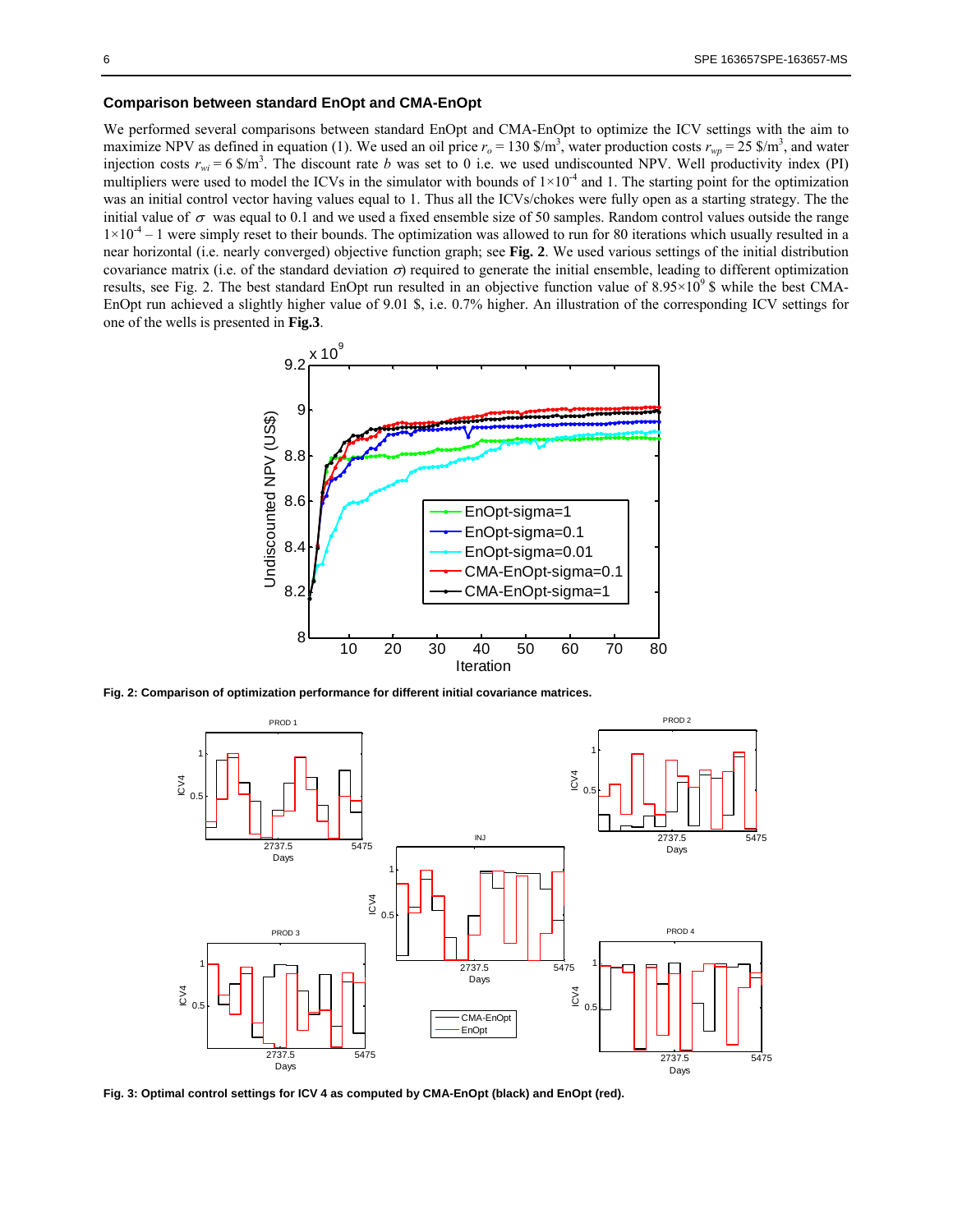## Comparison between standard EnOpt and CMA-EnOpt

We performed several comparisons between standard EnOpt and CMA-EnOpt to optimize the ICV settings with the aim to maximize NPV as defined in equation (1). We used an oil price $r_o = 130$ \$/m$^3$, water production costs $r_{wp} = 25$ \$/m$^3$, and water injection costs $r_{wi} = 6$ \$/m$^3$. The discount rate $b$ was set to 0 i.e. we used undiscounted NPV. Well productivity index (PI) multipliers were used to model the ICVs in the simulator with bounds of $1\times10^{-4}$ and 1. The starting point for the optimization was an initial control vector having values equal to 1. Thus all the ICVs/chokes were fully open as a starting strategy. The the initial value of $\sigma$ was equal to 0.1 and we used a fixed ensemble size of 50 samples. Random control values outside the range $1\times10^{-4} - 1$ were simply reset to their bounds. The optimization was allowed to run for 80 iterations which usually resulted in a near horizontal (i.e. nearly converged) objective function graph; see **Fig. 2**. We used various settings of the initial distribution covariance matrix (i.e. of the standard deviation $\sigma$) required to generate the initial ensemble, leading to different optimization results, see Fig. 2. The best standard EnOpt run resulted in an objective function value of $8.95\times10^9$ \$ while the best CMA-EnOpt run achieved a slightly higher value of 9.01 \$, i.e. 0.7% higher. An illustration of the corresponding ICV settings for one of the wells is presented in **Fig.3**.

**Fig. 2: Comparison of optimization performance for different initial covariance matrices.**

**Fig. 3: Optimal control settings for ICV 4 as computed by CMA-EnOpt (black) and EnOpt (red).**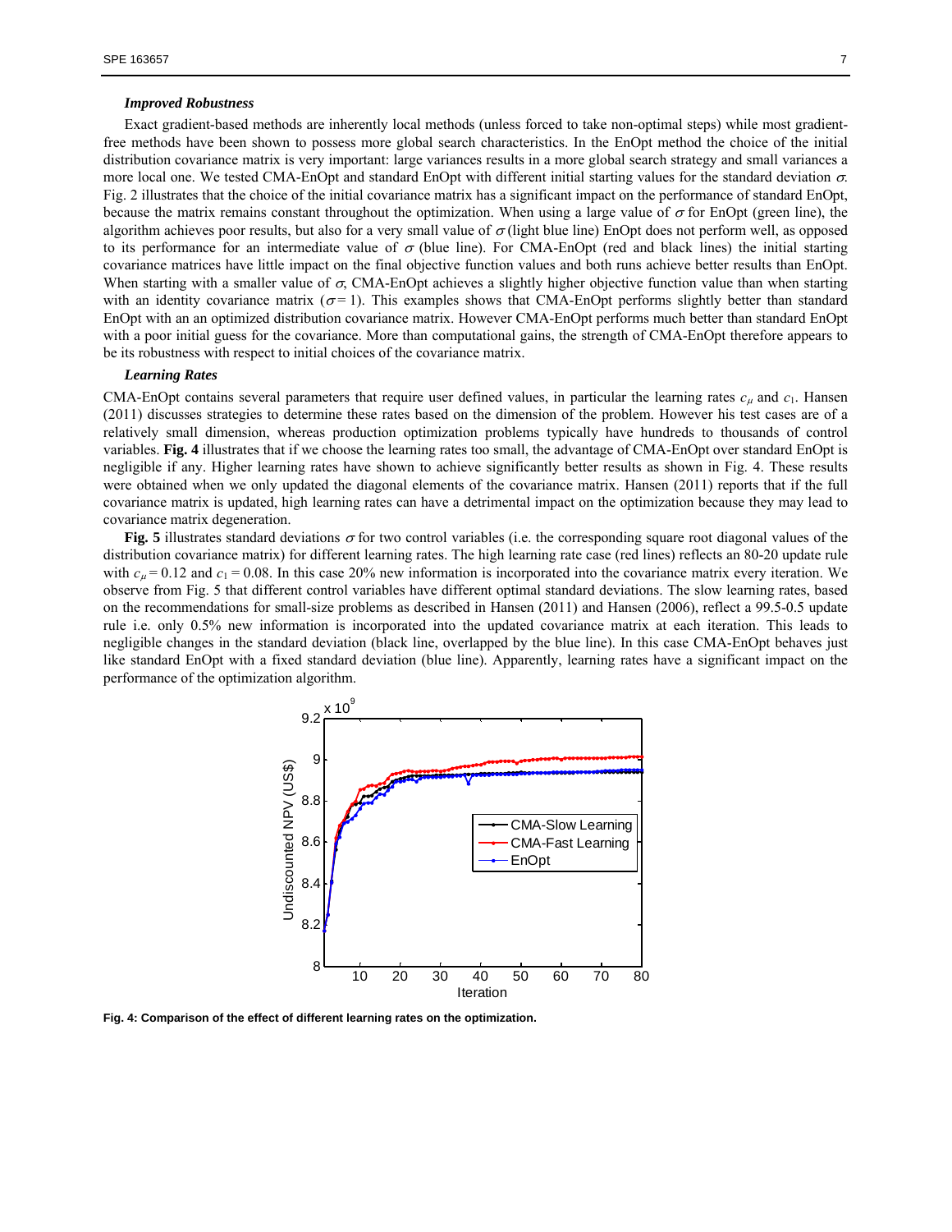### *Improved Robustness*

Exact gradient-based methods are inherently local methods (unless forced to take non-optimal steps) while most gradient-free methods have been shown to possess more global search characteristics. In the EnOpt method the choice of the initial distribution covariance matrix is very important: large variances results in a more global search strategy and small variances a more local one. We tested CMA-EnOpt and standard EnOpt with different initial starting values for the standard deviation $\sigma$. Fig. 2 illustrates that the choice of the initial covariance matrix has a significant impact on the performance of standard EnOpt, because the matrix remains constant throughout the optimization. When using a large value of $\sigma$ for EnOpt (green line), the algorithm achieves poor results, but also for a very small value of $\sigma$ (light blue line) EnOpt does not perform well, as opposed to its performance for an intermediate value of $\sigma$ (blue line). For CMA-EnOpt (red and black lines) the initial starting covariance matrices have little impact on the final objective function values and both runs achieve better results than EnOpt. When starting with a smaller value of $\sigma$, CMA-EnOpt achieves a slightly higher objective function value than when starting with an identity covariance matrix ($\sigma = 1$). This examples shows that CMA-EnOpt performs slightly better than standard EnOpt with an an optimized distribution covariance matrix. However CMA-EnOpt performs much better than standard EnOpt with a poor initial guess for the covariance. More than computational gains, the strength of CMA-EnOpt therefore appears to be its robustness with respect to initial choices of the covariance matrix.

### *Learning Rates*

CMA-EnOpt contains several parameters that require user defined values, in particular the learning rates $c_\mu$ and $c_1$. Hansen (2011) discusses strategies to determine these rates based on the dimension of the problem. However his test cases are of a relatively small dimension, whereas production optimization problems typically have hundreds to thousands of control variables. **Fig. 4** illustrates that if we choose the learning rates too small, the advantage of CMA-EnOpt over standard EnOpt is negligible if any. Higher learning rates have shown to achieve significantly better results as shown in Fig. 4. These results were obtained when we only updated the diagonal elements of the covariance matrix. Hansen (2011) reports that if the full covariance matrix is updated, high learning rates can have a detrimental impact on the optimization because they may lead to covariance matrix degeneration.

**Fig. 5** illustrates standard deviations $\sigma$ for two control variables (i.e. the corresponding square root diagonal values of the distribution covariance matrix) for different learning rates. The high learning rate case (red lines) reflects an 80-20 update rule with $c_\mu = 0.12$ and $c_1 = 0.08$. In this case 20% new information is incorporated into the covariance matrix every iteration. We observe from Fig. 5 that different control variables have different optimal standard deviations. The slow learning rates, based on the recommendations for small-size problems as described in Hansen (2011) and Hansen (2006), reflect a 99.5-0.5 update rule i.e. only 0.5% new information is incorporated into the updated covariance matrix at each iteration. This leads to negligible changes in the standard deviation (black line, overlapped by the blue line). In this case CMA-EnOpt behaves just like standard EnOpt with a fixed standard deviation (blue line). Apparently, learning rates have a significant impact on the performance of the optimization algorithm.

**Fig. 4: Comparison of the effect of different learning rates on the optimization.**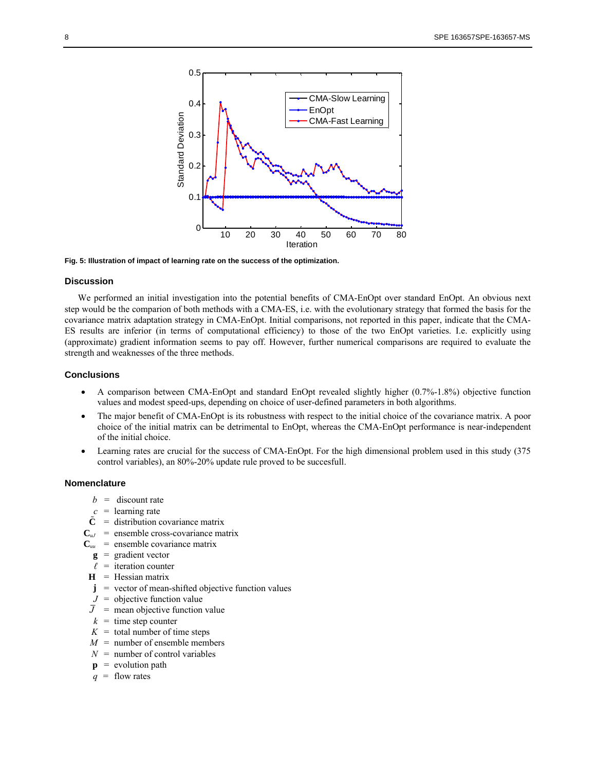Fig. 5: Illustration of impact of learning rate on the success of the optimization.

## Discussion

We performed an initial investigation into the potential benefits of CMA-EnOpt over standard EnOpt. An obvious next step would be the comparion of both methods with a CMA-ES, i.e. with the evolutionary strategy that formed the basis for the covariance matrix adaptation strategy in CMA-EnOpt. Initial comparisons, not reported in this paper, indicate that the CMA-ES results are inferior (in terms of computational efficiency) to those of the two EnOpt varieties. I.e. explicitly using (approximate) gradient information seems to pay off. However, further numerical comparisons are required to evaluate the strength and weaknesses of the three methods.

## Conclusions

- A comparison between CMA-EnOpt and standard EnOpt revealed slightly higher (0.7%-1.8%) objective function values and modest speed-ups, depending on choice of user-defined parameters in both algorithms.
- The major benefit of CMA-EnOpt is its robustness with respect to the initial choice of the covariance matrix. A poor choice of the initial matrix can be detrimental to EnOpt, whereas the CMA-EnOpt performance is near-independent of the initial choice.
- Learning rates are crucial for the success of CMA-EnOpt. For the high dimensional problem used in this study (375 control variables), an 80%-20% update rule proved to be succesfull.

## Nomenclature

$b$ = discount rate
$c$ = learning rate
$\tilde{\mathbf{C}}$ = distribution covariance matrix
$\mathbf{C}_{uJ}$ = ensemble cross-covariance matrix
$\mathbf{C}_{uu}$ = ensemble covariance matrix
$\mathbf{g}$ = gradient vector
$\ell$ = iteration counter
$\mathbf{H}$ = Hessian matrix
$\mathbf{j}$ = vector of mean-shifted objective function values
$J$ = objective function value
$\bar{J}$ = mean objective function value
$k$ = time step counter
$K$ = total number of time steps
$M$ = number of ensemble members
$N$ = number of control variables
$\mathbf{p}$ = evolution path
$q$ = flow rates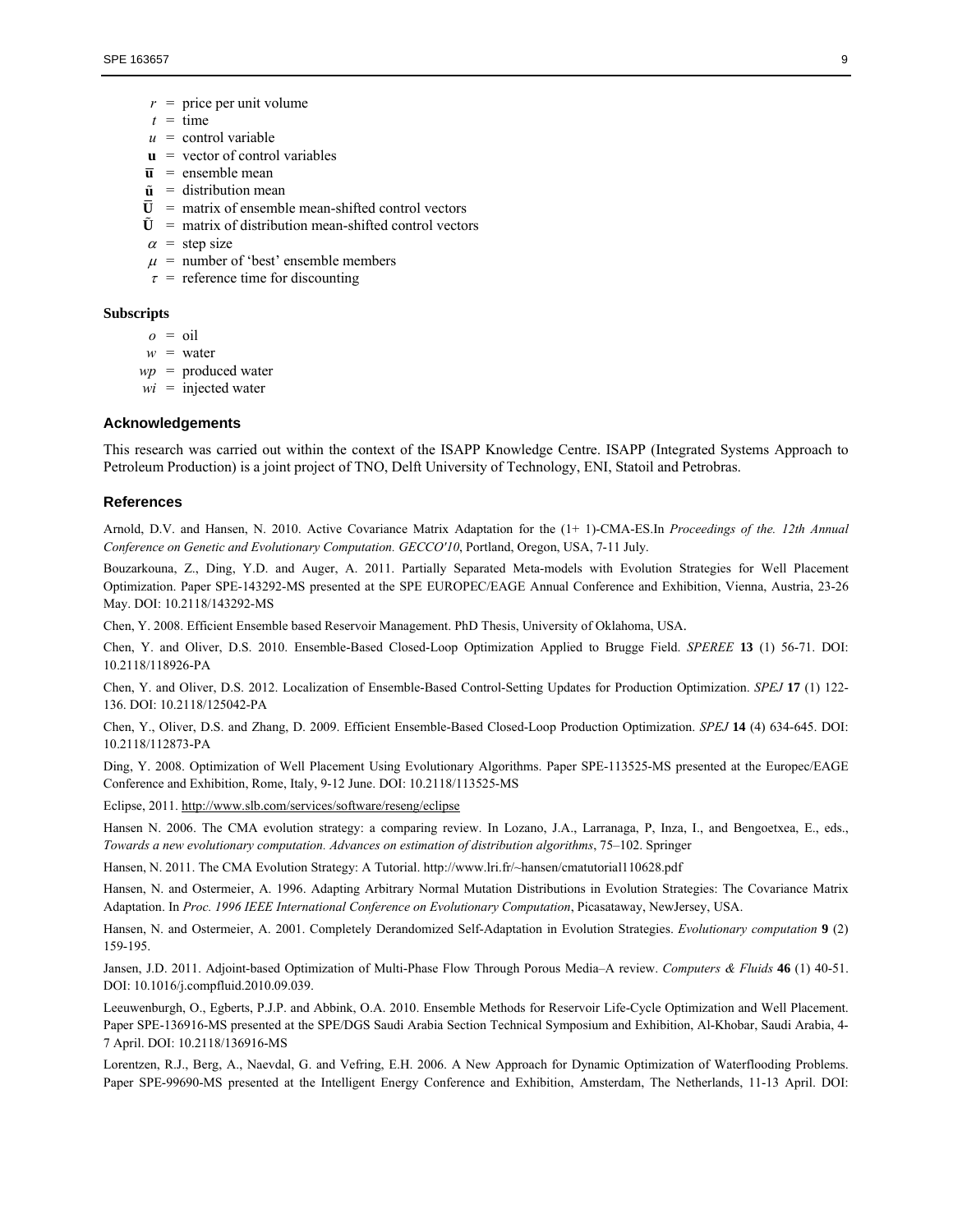$r$ = price per unit volume
$t$ = time
$u$ = control variable
$\mathbf{u}$ = vector of control variables
$\bar{\mathbf{u}}$ = ensemble mean
$\tilde{\mathbf{u}}$ = distribution mean
$\bar{\mathbf{U}}$ = matrix of ensemble mean-shifted control vectors
$\tilde{\mathbf{U}}$ = matrix of distribution mean-shifted control vectors
$\alpha$ = step size
$\mu$ = number of 'best' ensemble members
$\tau$ = reference time for discounting

**Subscripts**

$o$ = oil
$w$ = water
$wp$ = produced water
$wi$ = injected water

## Acknowledgements

This research was carried out within the context of the ISAPP Knowledge Centre. ISAPP (Integrated Systems Approach to Petroleum Production) is a joint project of TNO, Delft University of Technology, ENI, Statoil and Petrobras.

## References

Arnold, D.V. and Hansen, N. 2010. Active Covariance Matrix Adaptation for the (1+ 1)-CMA-ES.In *Proceedings of the. 12th Annual Conference on Genetic and Evolutionary Computation. GECCO'10*, Portland, Oregon, USA, 7-11 July.

Bouzarkouna, Z., Ding, Y.D. and Auger, A. 2011. Partially Separated Meta-models with Evolution Strategies for Well Placement Optimization. Paper SPE-143292-MS presented at the SPE EUROPEC/EAGE Annual Conference and Exhibition, Vienna, Austria, 23-26 May. DOI: 10.2118/143292-MS

Chen, Y. 2008. Efficient Ensemble based Reservoir Management. PhD Thesis, University of Oklahoma, USA.

Chen, Y. and Oliver, D.S. 2010. Ensemble-Based Closed-Loop Optimization Applied to Brugge Field. *SPEREE* **13** (1) 56-71. DOI: 10.2118/118926-PA

Chen, Y. and Oliver, D.S. 2012. Localization of Ensemble-Based Control-Setting Updates for Production Optimization. *SPEJ* **17** (1) 122-136. DOI: 10.2118/125042-PA

Chen, Y., Oliver, D.S. and Zhang, D. 2009. Efficient Ensemble-Based Closed-Loop Production Optimization. *SPEJ* **14** (4) 634-645. DOI: 10.2118/112873-PA

Ding, Y. 2008. Optimization of Well Placement Using Evolutionary Algorithms. Paper SPE-113525-MS presented at the Europec/EAGE Conference and Exhibition, Rome, Italy, 9-12 June. DOI: 10.2118/113525-MS

Eclipse, 2011. http://www.slb.com/services/software/reseng/eclipse

Hansen N. 2006. The CMA evolution strategy: a comparing review. In Lozano, J.A., Larranaga, P, Inza, I., and Bengoetxea, E., eds., *Towards a new evolutionary computation. Advances on estimation of distribution algorithms*, 75–102. Springer

Hansen, N. 2011. The CMA Evolution Strategy: A Tutorial. http://www.lri.fr/~hansen/cmatutorial110628.pdf

Hansen, N. and Ostermeier, A. 1996. Adapting Arbitrary Normal Mutation Distributions in Evolution Strategies: The Covariance Matrix Adaptation. In *Proc. 1996 IEEE International Conference on Evolutionary Computation*, Picasataway, NewJersey, USA.

Hansen, N. and Ostermeier, A. 2001. Completely Derandomized Self-Adaptation in Evolution Strategies. *Evolutionary computation* **9** (2) 159-195.

Jansen, J.D. 2011. Adjoint-based Optimization of Multi-Phase Flow Through Porous Media–A review. *Computers & Fluids* **46** (1) 40-51. DOI: 10.1016/j.compfluid.2010.09.039.

Leeuwenburgh, O., Egberts, P.J.P. and Abbink, O.A. 2010. Ensemble Methods for Reservoir Life-Cycle Optimization and Well Placement. Paper SPE-136916-MS presented at the SPE/DGS Saudi Arabia Section Technical Symposium and Exhibition, Al-Khobar, Saudi Arabia, 4-7 April. DOI: 10.2118/136916-MS

Lorentzen, R.J., Berg, A., Naevdal, G. and Vefring, E.H. 2006. A New Approach for Dynamic Optimization of Waterflooding Problems. Paper SPE-99690-MS presented at the Intelligent Energy Conference and Exhibition, Amsterdam, The Netherlands, 11-13 April. DOI: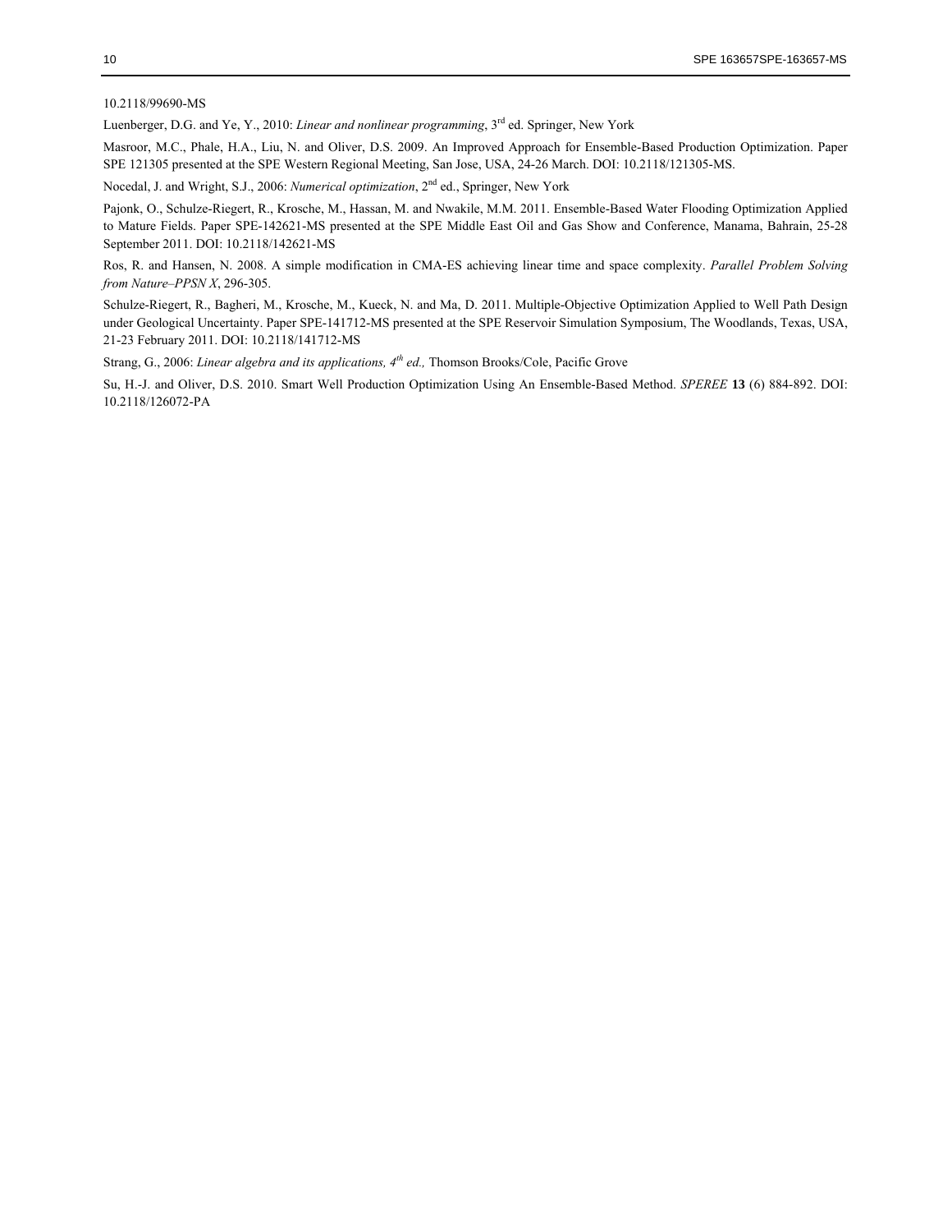10.2118/99690-MS

Luenberger, D.G. and Ye, Y., 2010: *Linear and nonlinear programming*, 3rd ed. Springer, New York

Masroor, M.C., Phale, H.A., Liu, N. and Oliver, D.S. 2009. An Improved Approach for Ensemble-Based Production Optimization. Paper SPE 121305 presented at the SPE Western Regional Meeting, San Jose, USA, 24-26 March. DOI: 10.2118/121305-MS.

Nocedal, J. and Wright, S.J., 2006: *Numerical optimization*, 2nd ed., Springer, New York

Pajonk, O., Schulze-Riegert, R., Krosche, M., Hassan, M. and Nwakile, M.M. 2011. Ensemble-Based Water Flooding Optimization Applied to Mature Fields. Paper SPE-142621-MS presented at the SPE Middle East Oil and Gas Show and Conference, Manama, Bahrain, 25-28 September 2011. DOI: 10.2118/142621-MS

Ros, R. and Hansen, N. 2008. A simple modification in CMA-ES achieving linear time and space complexity. *Parallel Problem Solving from Nature–PPSN X*, 296-305.

Schulze-Riegert, R., Bagheri, M., Krosche, M., Kueck, N. and Ma, D. 2011. Multiple-Objective Optimization Applied to Well Path Design under Geological Uncertainty. Paper SPE-141712-MS presented at the SPE Reservoir Simulation Symposium, The Woodlands, Texas, USA, 21-23 February 2011. DOI: 10.2118/141712-MS

Strang, G., 2006: *Linear algebra and its applications, 4th ed.,* Thomson Brooks/Cole, Pacific Grove

Su, H.-J. and Oliver, D.S. 2010. Smart Well Production Optimization Using An Ensemble-Based Method. *SPEREE* **13** (6) 884-892. DOI: 10.2118/126072-PA